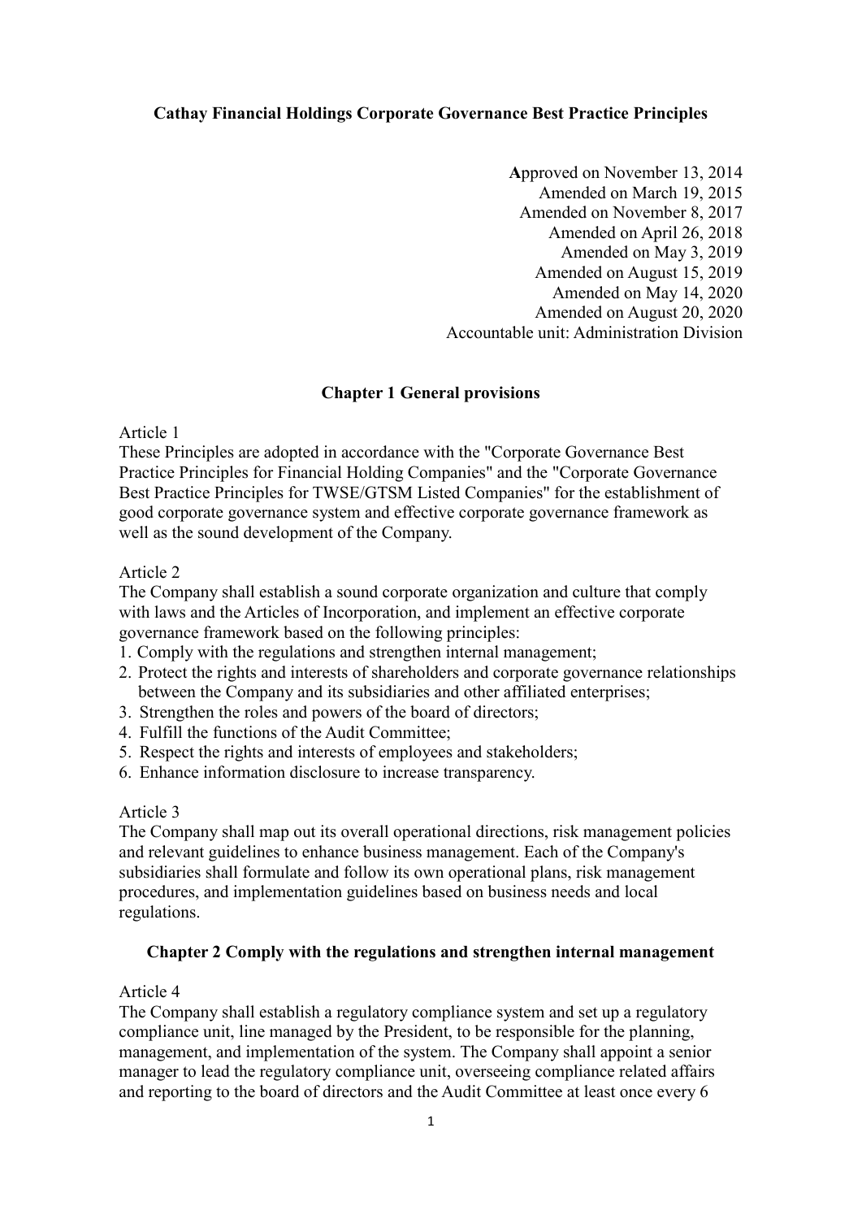# Cathay Financial Holdings Corporate Governance Best Practice Principles

Approved on November 13, 2014
Amended on March 19, 2015
Amended on November 8, 2017
Amended on April 26, 2018
Amended on May 3, 2019
Amended on August 15, 2019
Amended on May 14, 2020
Amended on August 20, 2020
Accountable unit: Administration Division

## Chapter 1 General provisions

Article 1

These Principles are adopted in accordance with the "Corporate Governance Best Practice Principles for Financial Holding Companies" and the "Corporate Governance Best Practice Principles for TWSE/GTSM Listed Companies" for the establishment of good corporate governance system and effective corporate governance framework as well as the sound development of the Company.

Article 2

The Company shall establish a sound corporate organization and culture that comply with laws and the Articles of Incorporation, and implement an effective corporate governance framework based on the following principles:

1. Comply with the regulations and strengthen internal management;
2. Protect the rights and interests of shareholders and corporate governance relationships between the Company and its subsidiaries and other affiliated enterprises;
3. Strengthen the roles and powers of the board of directors;
4. Fulfill the functions of the Audit Committee;
5. Respect the rights and interests of employees and stakeholders;
6. Enhance information disclosure to increase transparency.

Article 3

The Company shall map out its overall operational directions, risk management policies and relevant guidelines to enhance business management. Each of the Company's subsidiaries shall formulate and follow its own operational plans, risk management procedures, and implementation guidelines based on business needs and local regulations.

## Chapter 2 Comply with the regulations and strengthen internal management

Article 4

The Company shall establish a regulatory compliance system and set up a regulatory compliance unit, line managed by the President, to be responsible for the planning, management, and implementation of the system. The Company shall appoint a senior manager to lead the regulatory compliance unit, overseeing compliance related affairs and reporting to the board of directors and the Audit Committee at least once every 6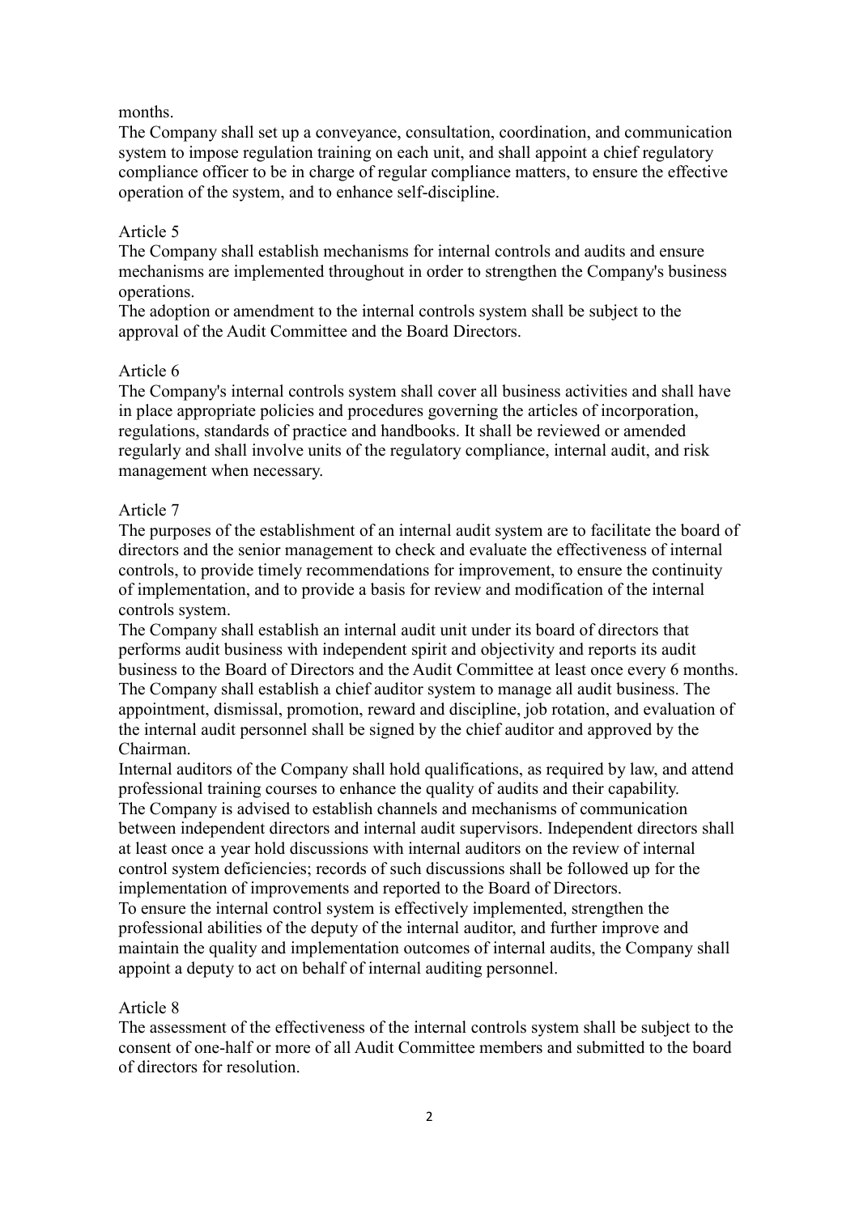months.

The Company shall set up a conveyance, consultation, coordination, and communication system to impose regulation training on each unit, and shall appoint a chief regulatory compliance officer to be in charge of regular compliance matters, to ensure the effective operation of the system, and to enhance self-discipline.

Article 5

The Company shall establish mechanisms for internal controls and audits and ensure mechanisms are implemented throughout in order to strengthen the Company's business operations.

The adoption or amendment to the internal controls system shall be subject to the approval of the Audit Committee and the Board Directors.

Article 6

The Company's internal controls system shall cover all business activities and shall have in place appropriate policies and procedures governing the articles of incorporation, regulations, standards of practice and handbooks. It shall be reviewed or amended regularly and shall involve units of the regulatory compliance, internal audit, and risk management when necessary.

Article 7

The purposes of the establishment of an internal audit system are to facilitate the board of directors and the senior management to check and evaluate the effectiveness of internal controls, to provide timely recommendations for improvement, to ensure the continuity of implementation, and to provide a basis for review and modification of the internal controls system.

The Company shall establish an internal audit unit under its board of directors that performs audit business with independent spirit and objectivity and reports its audit business to the Board of Directors and the Audit Committee at least once every 6 months. The Company shall establish a chief auditor system to manage all audit business. The appointment, dismissal, promotion, reward and discipline, job rotation, and evaluation of the internal audit personnel shall be signed by the chief auditor and approved by the Chairman.

Internal auditors of the Company shall hold qualifications, as required by law, and attend professional training courses to enhance the quality of audits and their capability.

The Company is advised to establish channels and mechanisms of communication between independent directors and internal audit supervisors. Independent directors shall at least once a year hold discussions with internal auditors on the review of internal control system deficiencies; records of such discussions shall be followed up for the implementation of improvements and reported to the Board of Directors.

To ensure the internal control system is effectively implemented, strengthen the professional abilities of the deputy of the internal auditor, and further improve and maintain the quality and implementation outcomes of internal audits, the Company shall appoint a deputy to act on behalf of internal auditing personnel.

Article 8

The assessment of the effectiveness of the internal controls system shall be subject to the consent of one-half or more of all Audit Committee members and submitted to the board of directors for resolution.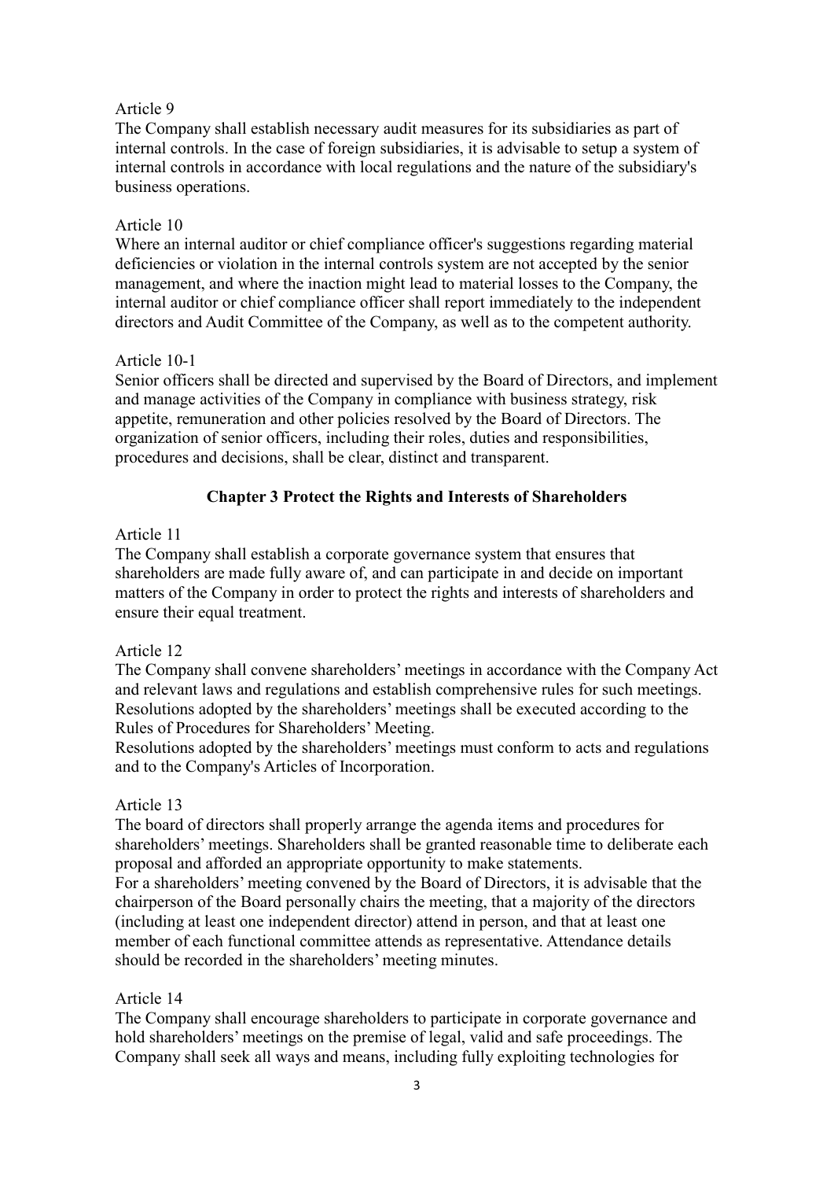Article 9

The Company shall establish necessary audit measures for its subsidiaries as part of internal controls. In the case of foreign subsidiaries, it is advisable to setup a system of internal controls in accordance with local regulations and the nature of the subsidiary's business operations.

Article 10

Where an internal auditor or chief compliance officer's suggestions regarding material deficiencies or violation in the internal controls system are not accepted by the senior management, and where the inaction might lead to material losses to the Company, the internal auditor or chief compliance officer shall report immediately to the independent directors and Audit Committee of the Company, as well as to the competent authority.

Article 10-1

Senior officers shall be directed and supervised by the Board of Directors, and implement and manage activities of the Company in compliance with business strategy, risk appetite, remuneration and other policies resolved by the Board of Directors. The organization of senior officers, including their roles, duties and responsibilities, procedures and decisions, shall be clear, distinct and transparent.

## Chapter 3 Protect the Rights and Interests of Shareholders

Article 11

The Company shall establish a corporate governance system that ensures that shareholders are made fully aware of, and can participate in and decide on important matters of the Company in order to protect the rights and interests of shareholders and ensure their equal treatment.

Article 12

The Company shall convene shareholders' meetings in accordance with the Company Act and relevant laws and regulations and establish comprehensive rules for such meetings. Resolutions adopted by the shareholders' meetings shall be executed according to the Rules of Procedures for Shareholders' Meeting.

Resolutions adopted by the shareholders' meetings must conform to acts and regulations and to the Company's Articles of Incorporation.

Article 13

The board of directors shall properly arrange the agenda items and procedures for shareholders' meetings. Shareholders shall be granted reasonable time to deliberate each proposal and afforded an appropriate opportunity to make statements.

For a shareholders' meeting convened by the Board of Directors, it is advisable that the chairperson of the Board personally chairs the meeting, that a majority of the directors (including at least one independent director) attend in person, and that at least one member of each functional committee attends as representative. Attendance details should be recorded in the shareholders' meeting minutes.

Article 14

The Company shall encourage shareholders to participate in corporate governance and hold shareholders' meetings on the premise of legal, valid and safe proceedings. The Company shall seek all ways and means, including fully exploiting technologies for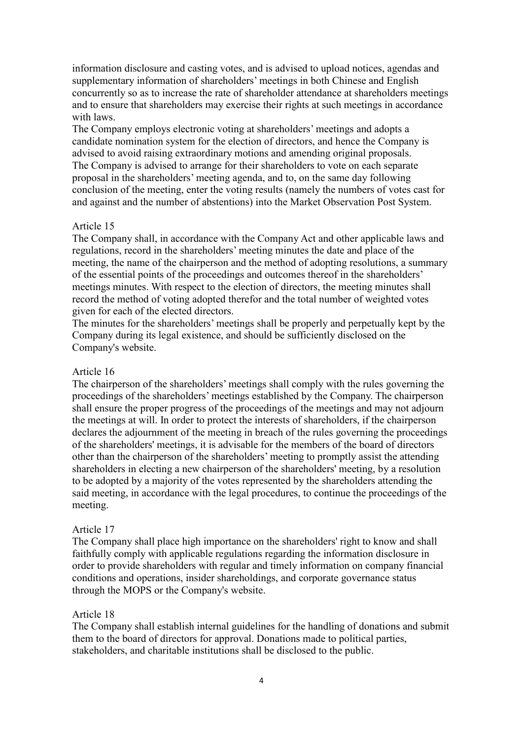information disclosure and casting votes, and is advised to upload notices, agendas and supplementary information of shareholders' meetings in both Chinese and English concurrently so as to increase the rate of shareholder attendance at shareholders meetings and to ensure that shareholders may exercise their rights at such meetings in accordance with laws.

The Company employs electronic voting at shareholders' meetings and adopts a candidate nomination system for the election of directors, and hence the Company is advised to avoid raising extraordinary motions and amending original proposals.

The Company is advised to arrange for their shareholders to vote on each separate proposal in the shareholders' meeting agenda, and to, on the same day following conclusion of the meeting, enter the voting results (namely the numbers of votes cast for and against and the number of abstentions) into the Market Observation Post System.

Article 15

The Company shall, in accordance with the Company Act and other applicable laws and regulations, record in the shareholders' meeting minutes the date and place of the meeting, the name of the chairperson and the method of adopting resolutions, a summary of the essential points of the proceedings and outcomes thereof in the shareholders' meetings minutes. With respect to the election of directors, the meeting minutes shall record the method of voting adopted therefor and the total number of weighted votes given for each of the elected directors.

The minutes for the shareholders' meetings shall be properly and perpetually kept by the Company during its legal existence, and should be sufficiently disclosed on the Company's website.

Article 16

The chairperson of the shareholders' meetings shall comply with the rules governing the proceedings of the shareholders' meetings established by the Company. The chairperson shall ensure the proper progress of the proceedings of the meetings and may not adjourn the meetings at will. In order to protect the interests of shareholders, if the chairperson declares the adjournment of the meeting in breach of the rules governing the proceedings of the shareholders' meetings, it is advisable for the members of the board of directors other than the chairperson of the shareholders' meeting to promptly assist the attending shareholders in electing a new chairperson of the shareholders' meeting, by a resolution to be adopted by a majority of the votes represented by the shareholders attending the said meeting, in accordance with the legal procedures, to continue the proceedings of the meeting.

Article 17

The Company shall place high importance on the shareholders' right to know and shall faithfully comply with applicable regulations regarding the information disclosure in order to provide shareholders with regular and timely information on company financial conditions and operations, insider shareholdings, and corporate governance status through the MOPS or the Company's website.

Article 18

The Company shall establish internal guidelines for the handling of donations and submit them to the board of directors for approval. Donations made to political parties, stakeholders, and charitable institutions shall be disclosed to the public.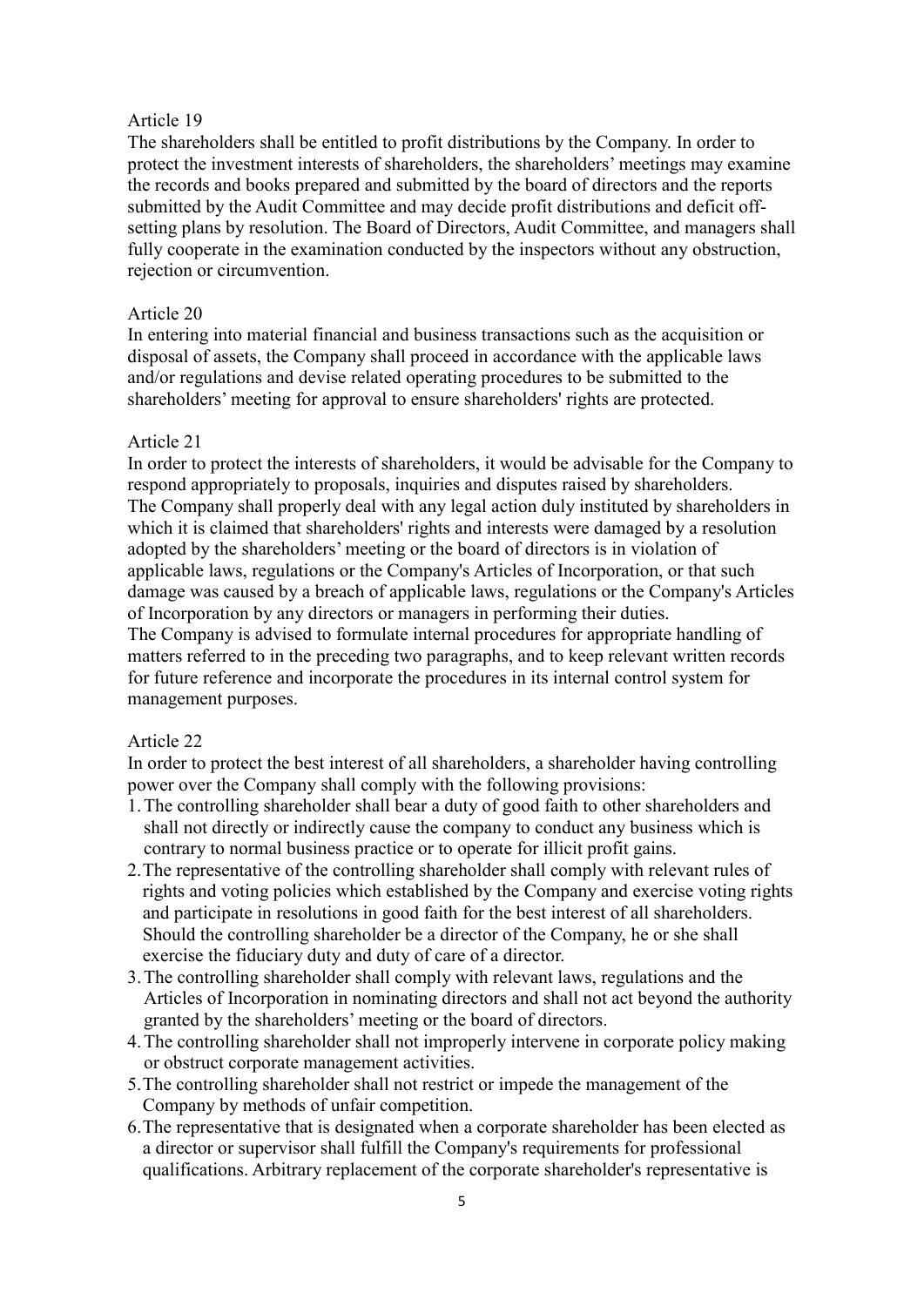Article 19

The shareholders shall be entitled to profit distributions by the Company. In order to protect the investment interests of shareholders, the shareholders' meetings may examine the records and books prepared and submitted by the board of directors and the reports submitted by the Audit Committee and may decide profit distributions and deficit off-setting plans by resolution. The Board of Directors, Audit Committee, and managers shall fully cooperate in the examination conducted by the inspectors without any obstruction, rejection or circumvention.

Article 20

In entering into material financial and business transactions such as the acquisition or disposal of assets, the Company shall proceed in accordance with the applicable laws and/or regulations and devise related operating procedures to be submitted to the shareholders' meeting for approval to ensure shareholders' rights are protected.

Article 21

In order to protect the interests of shareholders, it would be advisable for the Company to respond appropriately to proposals, inquiries and disputes raised by shareholders.

The Company shall properly deal with any legal action duly instituted by shareholders in which it is claimed that shareholders' rights and interests were damaged by a resolution adopted by the shareholders' meeting or the board of directors is in violation of applicable laws, regulations or the Company's Articles of Incorporation, or that such damage was caused by a breach of applicable laws, regulations or the Company's Articles of Incorporation by any directors or managers in performing their duties.

The Company is advised to formulate internal procedures for appropriate handling of matters referred to in the preceding two paragraphs, and to keep relevant written records for future reference and incorporate the procedures in its internal control system for management purposes.

Article 22

In order to protect the best interest of all shareholders, a shareholder having controlling power over the Company shall comply with the following provisions:

1. The controlling shareholder shall bear a duty of good faith to other shareholders and shall not directly or indirectly cause the company to conduct any business which is contrary to normal business practice or to operate for illicit profit gains.
2. The representative of the controlling shareholder shall comply with relevant rules of rights and voting policies which established by the Company and exercise voting rights and participate in resolutions in good faith for the best interest of all shareholders. Should the controlling shareholder be a director of the Company, he or she shall exercise the fiduciary duty and duty of care of a director.
3. The controlling shareholder shall comply with relevant laws, regulations and the Articles of Incorporation in nominating directors and shall not act beyond the authority granted by the shareholders' meeting or the board of directors.
4. The controlling shareholder shall not improperly intervene in corporate policy making or obstruct corporate management activities.
5. The controlling shareholder shall not restrict or impede the management of the Company by methods of unfair competition.
6. The representative that is designated when a corporate shareholder has been elected as a director or supervisor shall fulfill the Company's requirements for professional qualifications. Arbitrary replacement of the corporate shareholder's representative is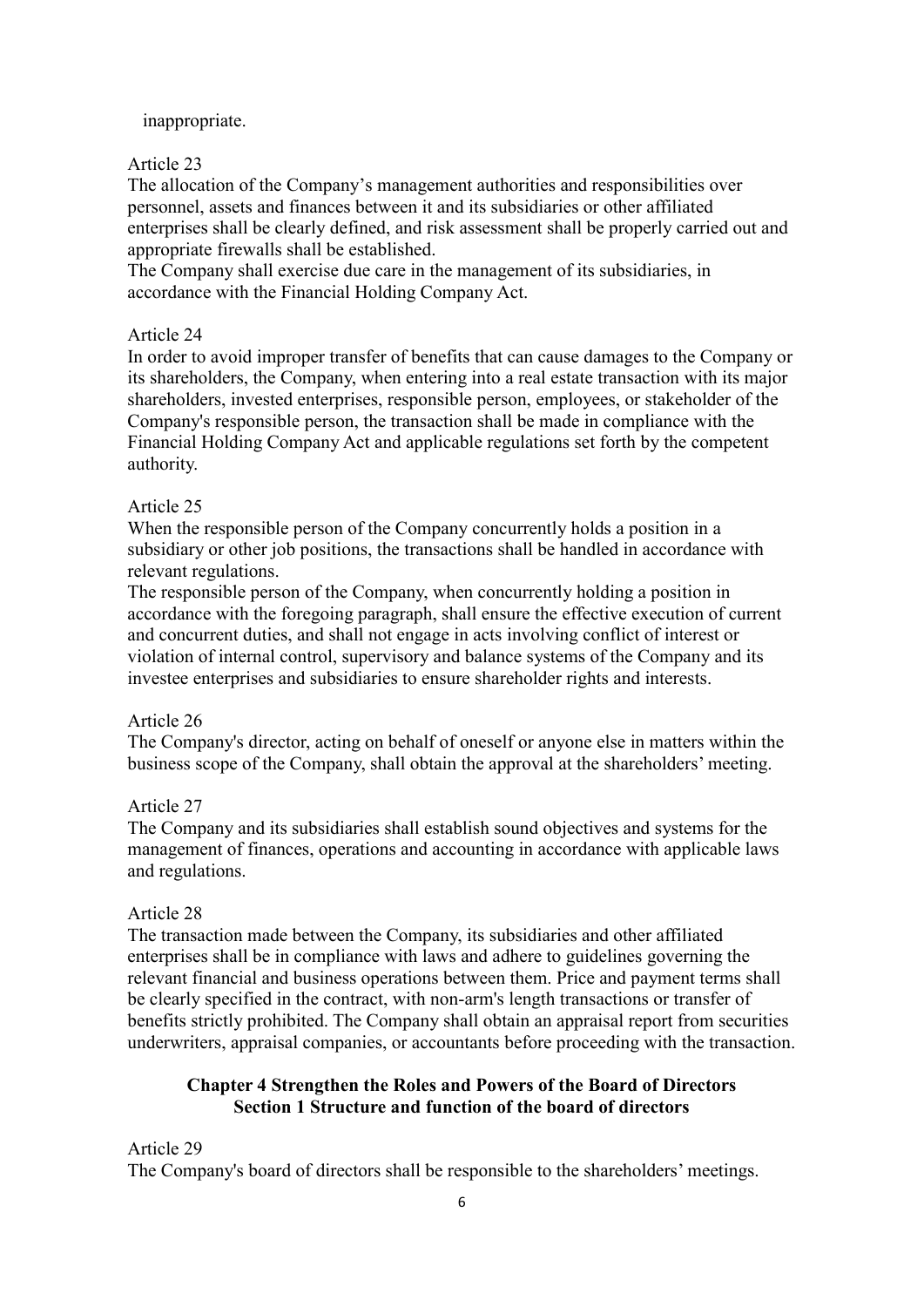inappropriate.

Article 23

The allocation of the Company's management authorities and responsibilities over personnel, assets and finances between it and its subsidiaries or other affiliated enterprises shall be clearly defined, and risk assessment shall be properly carried out and appropriate firewalls shall be established.

The Company shall exercise due care in the management of its subsidiaries, in accordance with the Financial Holding Company Act.

Article 24

In order to avoid improper transfer of benefits that can cause damages to the Company or its shareholders, the Company, when entering into a real estate transaction with its major shareholders, invested enterprises, responsible person, employees, or stakeholder of the Company's responsible person, the transaction shall be made in compliance with the Financial Holding Company Act and applicable regulations set forth by the competent authority.

Article 25

When the responsible person of the Company concurrently holds a position in a subsidiary or other job positions, the transactions shall be handled in accordance with relevant regulations.

The responsible person of the Company, when concurrently holding a position in accordance with the foregoing paragraph, shall ensure the effective execution of current and concurrent duties, and shall not engage in acts involving conflict of interest or violation of internal control, supervisory and balance systems of the Company and its investee enterprises and subsidiaries to ensure shareholder rights and interests.

Article 26

The Company's director, acting on behalf of oneself or anyone else in matters within the business scope of the Company, shall obtain the approval at the shareholders' meeting.

Article 27

The Company and its subsidiaries shall establish sound objectives and systems for the management of finances, operations and accounting in accordance with applicable laws and regulations.

Article 28

The transaction made between the Company, its subsidiaries and other affiliated enterprises shall be in compliance with laws and adhere to guidelines governing the relevant financial and business operations between them. Price and payment terms shall be clearly specified in the contract, with non-arm's length transactions or transfer of benefits strictly prohibited. The Company shall obtain an appraisal report from securities underwriters, appraisal companies, or accountants before proceeding with the transaction.

## Chapter 4 Strengthen the Roles and Powers of the Board of Directors
### Section 1 Structure and function of the board of directors

Article 29

The Company's board of directors shall be responsible to the shareholders' meetings.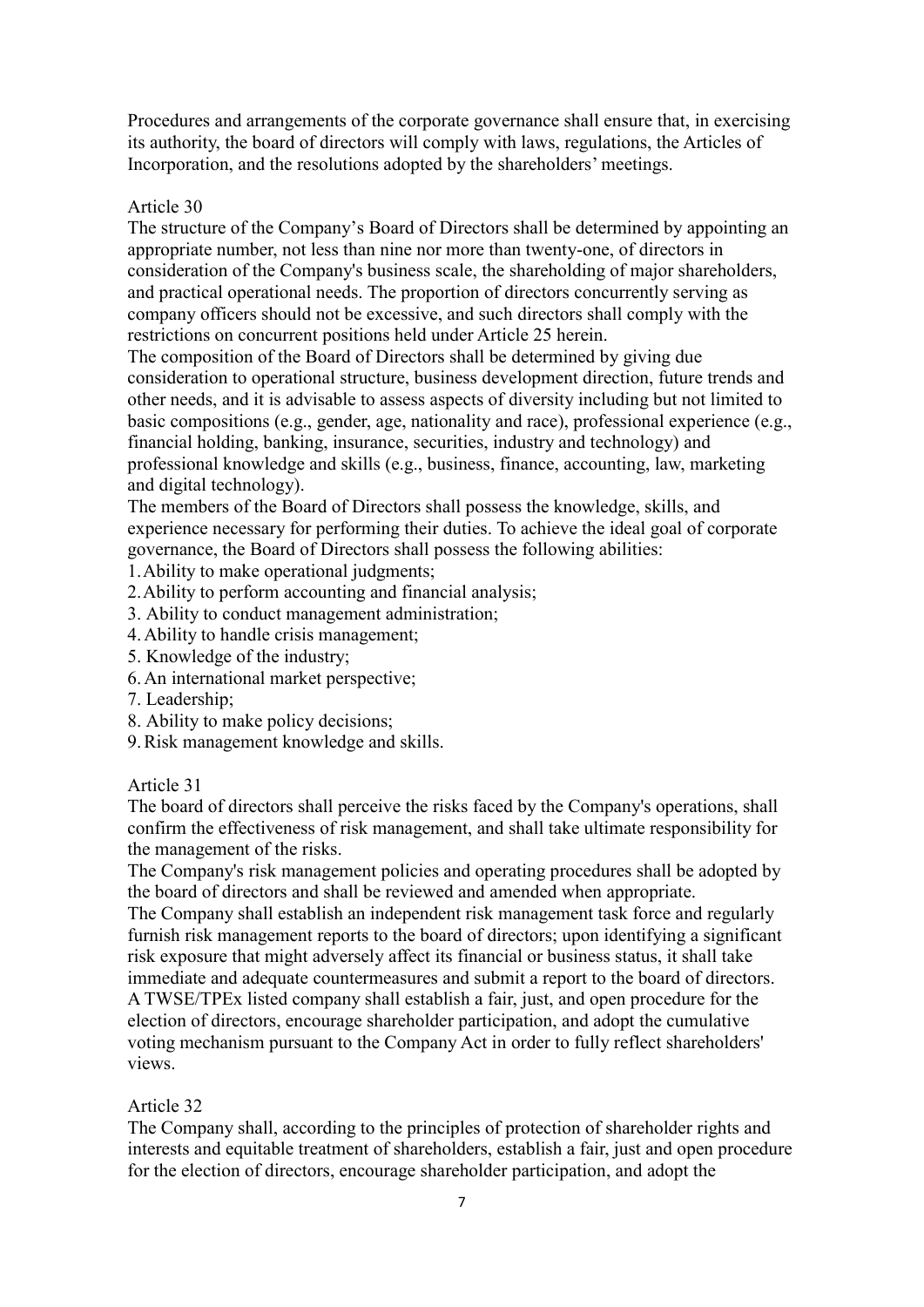Procedures and arrangements of the corporate governance shall ensure that, in exercising its authority, the board of directors will comply with laws, regulations, the Articles of Incorporation, and the resolutions adopted by the shareholders' meetings.

### Article 30

The structure of the Company's Board of Directors shall be determined by appointing an appropriate number, not less than nine nor more than twenty-one, of directors in consideration of the Company's business scale, the shareholding of major shareholders, and practical operational needs. The proportion of directors concurrently serving as company officers should not be excessive, and such directors shall comply with the restrictions on concurrent positions held under Article 25 herein.

The composition of the Board of Directors shall be determined by giving due consideration to operational structure, business development direction, future trends and other needs, and it is advisable to assess aspects of diversity including but not limited to basic compositions (e.g., gender, age, nationality and race), professional experience (e.g., financial holding, banking, insurance, securities, industry and technology) and professional knowledge and skills (e.g., business, finance, accounting, law, marketing and digital technology).

The members of the Board of Directors shall possess the knowledge, skills, and experience necessary for performing their duties. To achieve the ideal goal of corporate governance, the Board of Directors shall possess the following abilities:

1. Ability to make operational judgments;
2. Ability to perform accounting and financial analysis;
3. Ability to conduct management administration;
4. Ability to handle crisis management;
5. Knowledge of the industry;
6. An international market perspective;
7. Leadership;
8. Ability to make policy decisions;
9. Risk management knowledge and skills.

### Article 31

The board of directors shall perceive the risks faced by the Company's operations, shall confirm the effectiveness of risk management, and shall take ultimate responsibility for the management of the risks.

The Company's risk management policies and operating procedures shall be adopted by the board of directors and shall be reviewed and amended when appropriate.

The Company shall establish an independent risk management task force and regularly furnish risk management reports to the board of directors; upon identifying a significant risk exposure that might adversely affect its financial or business status, it shall take immediate and adequate countermeasures and submit a report to the board of directors.

A TWSE/TPEx listed company shall establish a fair, just, and open procedure for the election of directors, encourage shareholder participation, and adopt the cumulative voting mechanism pursuant to the Company Act in order to fully reflect shareholders' views.

### Article 32

The Company shall, according to the principles of protection of shareholder rights and interests and equitable treatment of shareholders, establish a fair, just and open procedure for the election of directors, encourage shareholder participation, and adopt the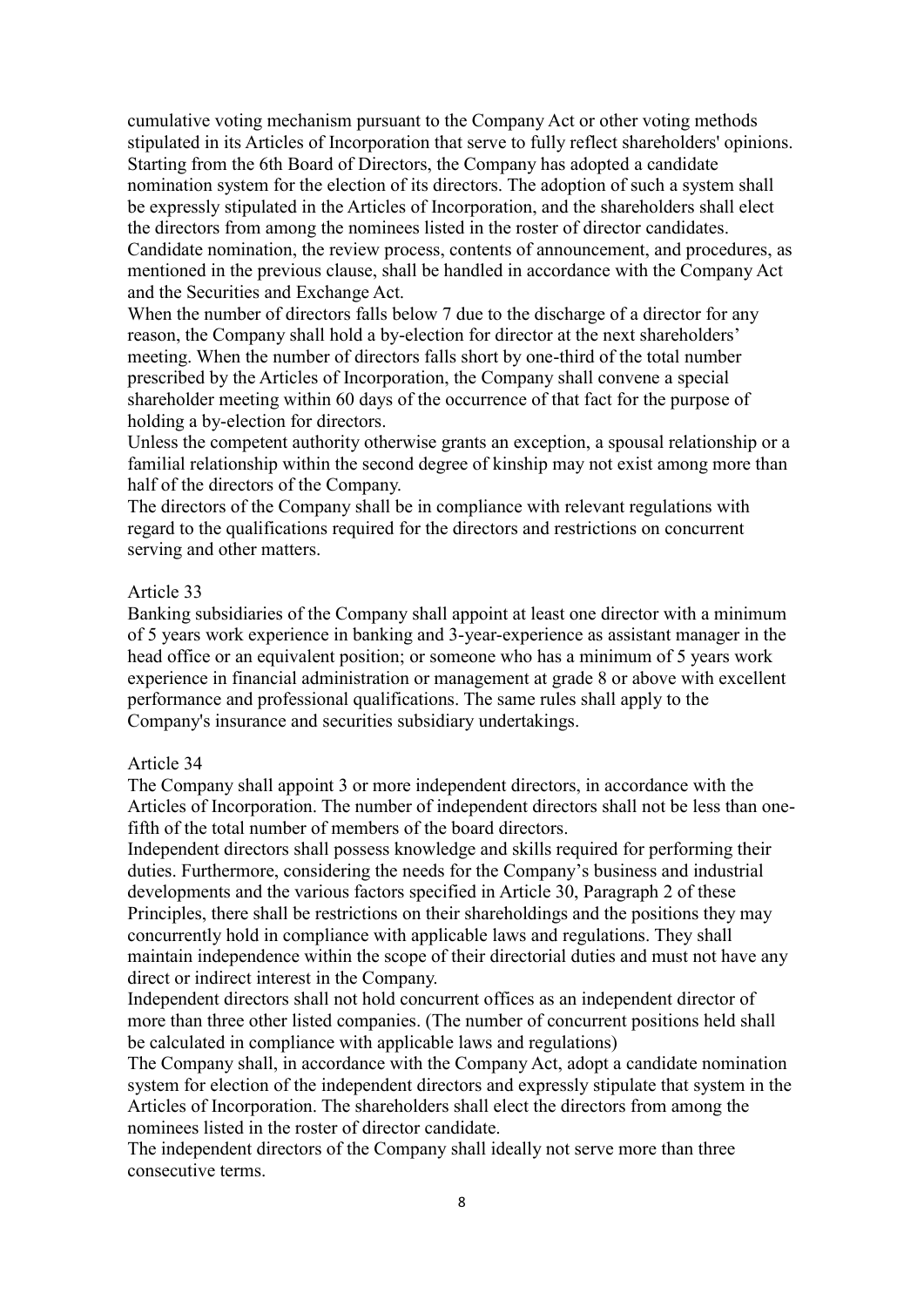cumulative voting mechanism pursuant to the Company Act or other voting methods stipulated in its Articles of Incorporation that serve to fully reflect shareholders' opinions. Starting from the 6th Board of Directors, the Company has adopted a candidate nomination system for the election of its directors. The adoption of such a system shall be expressly stipulated in the Articles of Incorporation, and the shareholders shall elect the directors from among the nominees listed in the roster of director candidates. Candidate nomination, the review process, contents of announcement, and procedures, as mentioned in the previous clause, shall be handled in accordance with the Company Act and the Securities and Exchange Act.

When the number of directors falls below 7 due to the discharge of a director for any reason, the Company shall hold a by-election for director at the next shareholders' meeting. When the number of directors falls short by one-third of the total number prescribed by the Articles of Incorporation, the Company shall convene a special shareholder meeting within 60 days of the occurrence of that fact for the purpose of holding a by-election for directors.

Unless the competent authority otherwise grants an exception, a spousal relationship or a familial relationship within the second degree of kinship may not exist among more than half of the directors of the Company.

The directors of the Company shall be in compliance with relevant regulations with regard to the qualifications required for the directors and restrictions on concurrent serving and other matters.

Article 33

Banking subsidiaries of the Company shall appoint at least one director with a minimum of 5 years work experience in banking and 3-year-experience as assistant manager in the head office or an equivalent position; or someone who has a minimum of 5 years work experience in financial administration or management at grade 8 or above with excellent performance and professional qualifications. The same rules shall apply to the Company's insurance and securities subsidiary undertakings.

Article 34

The Company shall appoint 3 or more independent directors, in accordance with the Articles of Incorporation. The number of independent directors shall not be less than one-fifth of the total number of members of the board directors.

Independent directors shall possess knowledge and skills required for performing their duties. Furthermore, considering the needs for the Company's business and industrial developments and the various factors specified in Article 30, Paragraph 2 of these Principles, there shall be restrictions on their shareholdings and the positions they may concurrently hold in compliance with applicable laws and regulations. They shall maintain independence within the scope of their directorial duties and must not have any direct or indirect interest in the Company.

Independent directors shall not hold concurrent offices as an independent director of more than three other listed companies. (The number of concurrent positions held shall be calculated in compliance with applicable laws and regulations)

The Company shall, in accordance with the Company Act, adopt a candidate nomination system for election of the independent directors and expressly stipulate that system in the Articles of Incorporation. The shareholders shall elect the directors from among the nominees listed in the roster of director candidate.

The independent directors of the Company shall ideally not serve more than three consecutive terms.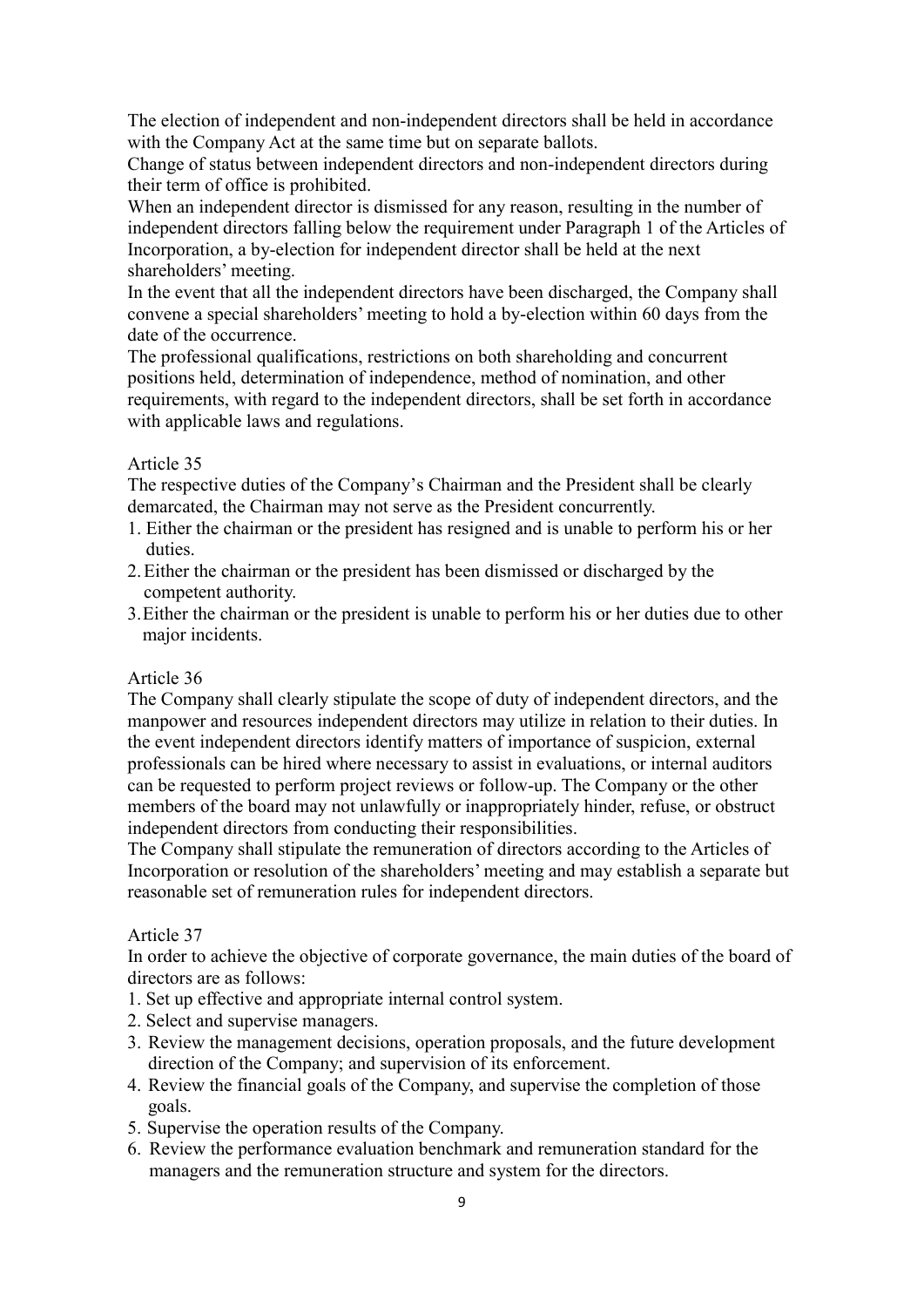The election of independent and non-independent directors shall be held in accordance with the Company Act at the same time but on separate ballots.

Change of status between independent directors and non-independent directors during their term of office is prohibited.

When an independent director is dismissed for any reason, resulting in the number of independent directors falling below the requirement under Paragraph 1 of the Articles of Incorporation, a by-election for independent director shall be held at the next shareholders' meeting.

In the event that all the independent directors have been discharged, the Company shall convene a special shareholders' meeting to hold a by-election within 60 days from the date of the occurrence.

The professional qualifications, restrictions on both shareholding and concurrent positions held, determination of independence, method of nomination, and other requirements, with regard to the independent directors, shall be set forth in accordance with applicable laws and regulations.

Article 35

The respective duties of the Company's Chairman and the President shall be clearly demarcated, the Chairman may not serve as the President concurrently.

1. Either the chairman or the president has resigned and is unable to perform his or her duties.
2. Either the chairman or the president has been dismissed or discharged by the competent authority.
3. Either the chairman or the president is unable to perform his or her duties due to other major incidents.

Article 36

The Company shall clearly stipulate the scope of duty of independent directors, and the manpower and resources independent directors may utilize in relation to their duties. In the event independent directors identify matters of importance of suspicion, external professionals can be hired where necessary to assist in evaluations, or internal auditors can be requested to perform project reviews or follow-up. The Company or the other members of the board may not unlawfully or inappropriately hinder, refuse, or obstruct independent directors from conducting their responsibilities.

The Company shall stipulate the remuneration of directors according to the Articles of Incorporation or resolution of the shareholders' meeting and may establish a separate but reasonable set of remuneration rules for independent directors.

Article 37

In order to achieve the objective of corporate governance, the main duties of the board of directors are as follows:

1. Set up effective and appropriate internal control system.
2. Select and supervise managers.
3. Review the management decisions, operation proposals, and the future development direction of the Company; and supervision of its enforcement.
4. Review the financial goals of the Company, and supervise the completion of those goals.
5. Supervise the operation results of the Company.
6. Review the performance evaluation benchmark and remuneration standard for the managers and the remuneration structure and system for the directors.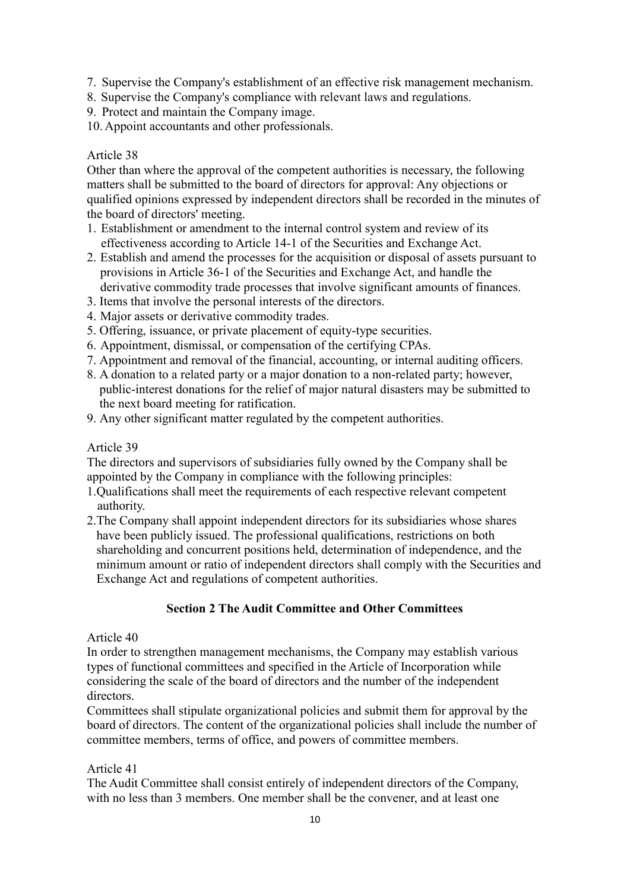7. Supervise the Company's establishment of an effective risk management mechanism.
8. Supervise the Company's compliance with relevant laws and regulations.
9. Protect and maintain the Company image.
10. Appoint accountants and other professionals.

Article 38

Other than where the approval of the competent authorities is necessary, the following matters shall be submitted to the board of directors for approval: Any objections or qualified opinions expressed by independent directors shall be recorded in the minutes of the board of directors' meeting.

1. Establishment or amendment to the internal control system and review of its effectiveness according to Article 14-1 of the Securities and Exchange Act.
2. Establish and amend the processes for the acquisition or disposal of assets pursuant to provisions in Article 36-1 of the Securities and Exchange Act, and handle the derivative commodity trade processes that involve significant amounts of finances.
3. Items that involve the personal interests of the directors.
4. Major assets or derivative commodity trades.
5. Offering, issuance, or private placement of equity-type securities.
6. Appointment, dismissal, or compensation of the certifying CPAs.
7. Appointment and removal of the financial, accounting, or internal auditing officers.
8. A donation to a related party or a major donation to a non-related party; however, public-interest donations for the relief of major natural disasters may be submitted to the next board meeting for ratification.
9. Any other significant matter regulated by the competent authorities.

Article 39

The directors and supervisors of subsidiaries fully owned by the Company shall be appointed by the Company in compliance with the following principles:

1. Qualifications shall meet the requirements of each respective relevant competent authority.
2. The Company shall appoint independent directors for its subsidiaries whose shares have been publicly issued. The professional qualifications, restrictions on both shareholding and concurrent positions held, determination of independence, and the minimum amount or ratio of independent directors shall comply with the Securities and Exchange Act and regulations of competent authorities.

### Section 2 The Audit Committee and Other Committees

Article 40

In order to strengthen management mechanisms, the Company may establish various types of functional committees and specified in the Article of Incorporation while considering the scale of the board of directors and the number of the independent directors.

Committees shall stipulate organizational policies and submit them for approval by the board of directors. The content of the organizational policies shall include the number of committee members, terms of office, and powers of committee members.

Article 41

The Audit Committee shall consist entirely of independent directors of the Company, with no less than 3 members. One member shall be the convener, and at least one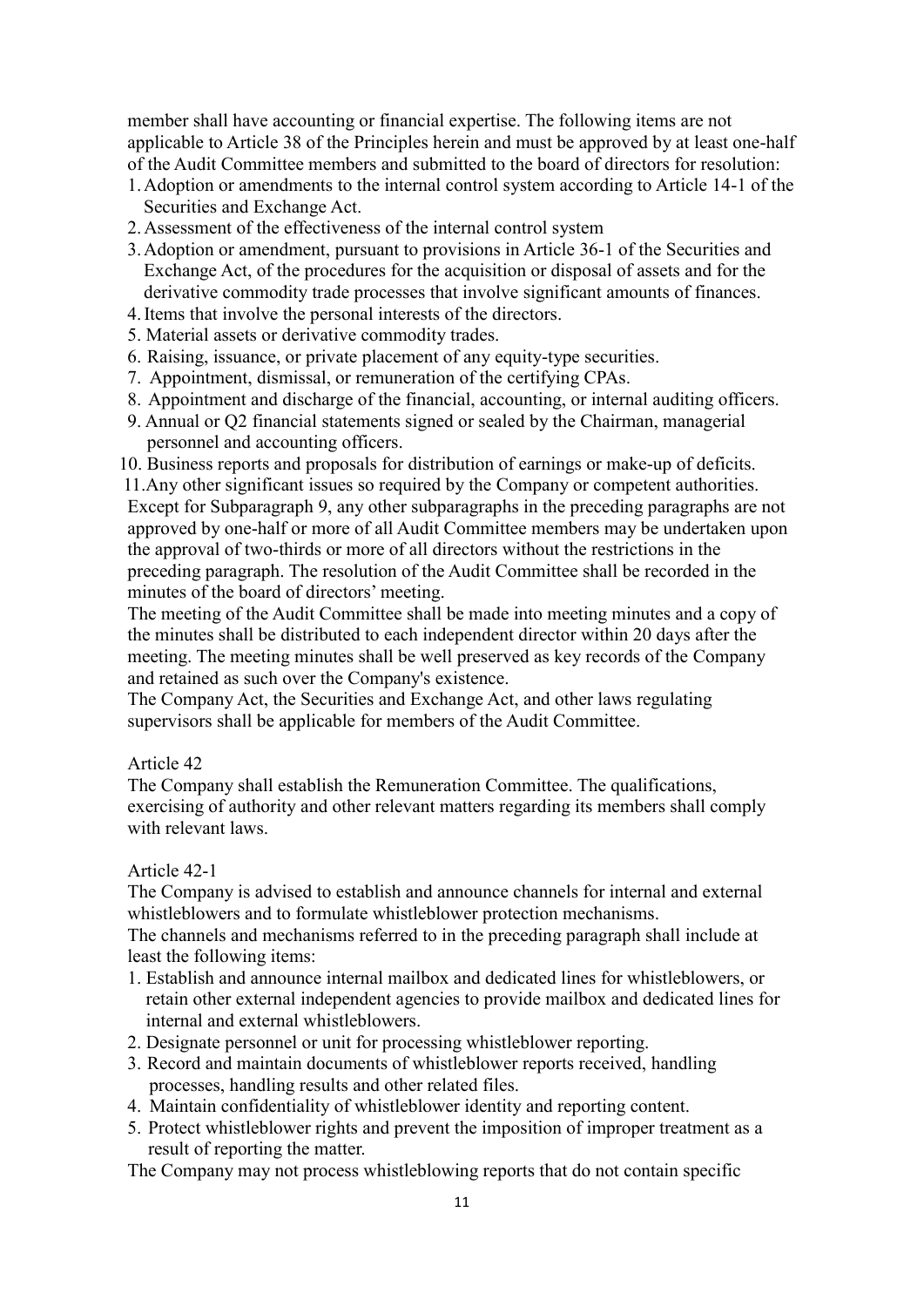member shall have accounting or financial expertise. The following items are not applicable to Article 38 of the Principles herein and must be approved by at least one-half of the Audit Committee members and submitted to the board of directors for resolution:

1. Adoption or amendments to the internal control system according to Article 14-1 of the Securities and Exchange Act.
2. Assessment of the effectiveness of the internal control system
3. Adoption or amendment, pursuant to provisions in Article 36-1 of the Securities and Exchange Act, of the procedures for the acquisition or disposal of assets and for the derivative commodity trade processes that involve significant amounts of finances.
4. Items that involve the personal interests of the directors.
5. Material assets or derivative commodity trades.
6. Raising, issuance, or private placement of any equity-type securities.
7. Appointment, dismissal, or remuneration of the certifying CPAs.
8. Appointment and discharge of the financial, accounting, or internal auditing officers.
9. Annual or Q2 financial statements signed or sealed by the Chairman, managerial personnel and accounting officers.
10. Business reports and proposals for distribution of earnings or make-up of deficits.
11. Any other significant issues so required by the Company or competent authorities.

Except for Subparagraph 9, any other subparagraphs in the preceding paragraphs are not approved by one-half or more of all Audit Committee members may be undertaken upon the approval of two-thirds or more of all directors without the restrictions in the preceding paragraph. The resolution of the Audit Committee shall be recorded in the minutes of the board of directors' meeting.

The meeting of the Audit Committee shall be made into meeting minutes and a copy of the minutes shall be distributed to each independent director within 20 days after the meeting. The meeting minutes shall be well preserved as key records of the Company and retained as such over the Company's existence.

The Company Act, the Securities and Exchange Act, and other laws regulating supervisors shall be applicable for members of the Audit Committee.

Article 42

The Company shall establish the Remuneration Committee. The qualifications, exercising of authority and other relevant matters regarding its members shall comply with relevant laws.

Article 42-1

The Company is advised to establish and announce channels for internal and external whistleblowers and to formulate whistleblower protection mechanisms.

The channels and mechanisms referred to in the preceding paragraph shall include at least the following items:

1. Establish and announce internal mailbox and dedicated lines for whistleblowers, or retain other external independent agencies to provide mailbox and dedicated lines for internal and external whistleblowers.
2. Designate personnel or unit for processing whistleblower reporting.
3. Record and maintain documents of whistleblower reports received, handling processes, handling results and other related files.
4. Maintain confidentiality of whistleblower identity and reporting content.
5. Protect whistleblower rights and prevent the imposition of improper treatment as a result of reporting the matter.

The Company may not process whistleblowing reports that do not contain specific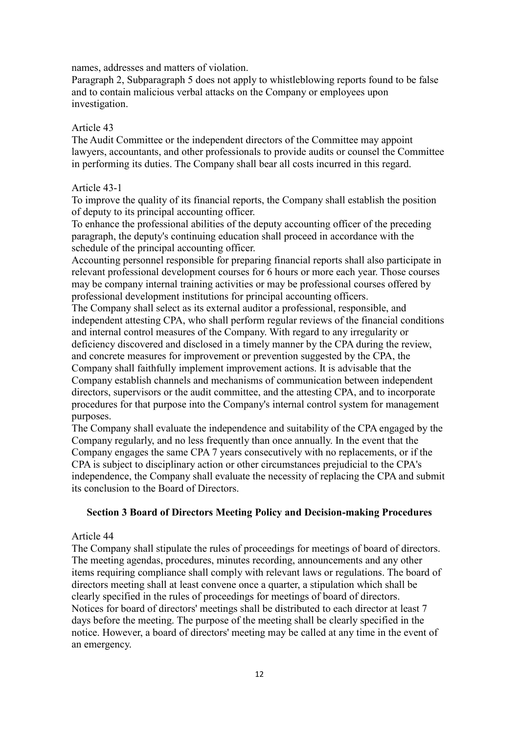names, addresses and matters of violation.

Paragraph 2, Subparagraph 5 does not apply to whistleblowing reports found to be false and to contain malicious verbal attacks on the Company or employees upon investigation.

Article 43

The Audit Committee or the independent directors of the Committee may appoint lawyers, accountants, and other professionals to provide audits or counsel the Committee in performing its duties. The Company shall bear all costs incurred in this regard.

Article 43-1

To improve the quality of its financial reports, the Company shall establish the position of deputy to its principal accounting officer.

To enhance the professional abilities of the deputy accounting officer of the preceding paragraph, the deputy's continuing education shall proceed in accordance with the schedule of the principal accounting officer.

Accounting personnel responsible for preparing financial reports shall also participate in relevant professional development courses for 6 hours or more each year. Those courses may be company internal training activities or may be professional courses offered by professional development institutions for principal accounting officers.

The Company shall select as its external auditor a professional, responsible, and independent attesting CPA, who shall perform regular reviews of the financial conditions and internal control measures of the Company. With regard to any irregularity or deficiency discovered and disclosed in a timely manner by the CPA during the review, and concrete measures for improvement or prevention suggested by the CPA, the Company shall faithfully implement improvement actions. It is advisable that the Company establish channels and mechanisms of communication between independent directors, supervisors or the audit committee, and the attesting CPA, and to incorporate procedures for that purpose into the Company's internal control system for management purposes.

The Company shall evaluate the independence and suitability of the CPA engaged by the Company regularly, and no less frequently than once annually. In the event that the Company engages the same CPA 7 years consecutively with no replacements, or if the CPA is subject to disciplinary action or other circumstances prejudicial to the CPA's independence, the Company shall evaluate the necessity of replacing the CPA and submit its conclusion to the Board of Directors.

### Section 3 Board of Directors Meeting Policy and Decision-making Procedures

Article 44

The Company shall stipulate the rules of proceedings for meetings of board of directors. The meeting agendas, procedures, minutes recording, announcements and any other items requiring compliance shall comply with relevant laws or regulations. The board of directors meeting shall at least convene once a quarter, a stipulation which shall be clearly specified in the rules of proceedings for meetings of board of directors.

Notices for board of directors' meetings shall be distributed to each director at least 7 days before the meeting. The purpose of the meeting shall be clearly specified in the notice. However, a board of directors' meeting may be called at any time in the event of an emergency.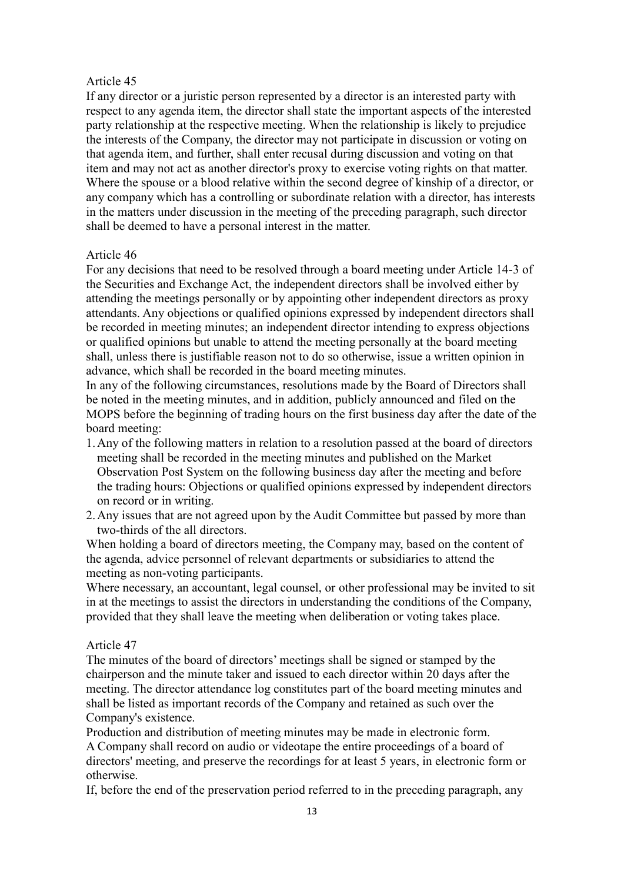Article 45

If any director or a juristic person represented by a director is an interested party with respect to any agenda item, the director shall state the important aspects of the interested party relationship at the respective meeting. When the relationship is likely to prejudice the interests of the Company, the director may not participate in discussion or voting on that agenda item, and further, shall enter recusal during discussion and voting on that item and may not act as another director's proxy to exercise voting rights on that matter. Where the spouse or a blood relative within the second degree of kinship of a director, or any company which has a controlling or subordinate relation with a director, has interests in the matters under discussion in the meeting of the preceding paragraph, such director shall be deemed to have a personal interest in the matter.

Article 46

For any decisions that need to be resolved through a board meeting under Article 14-3 of the Securities and Exchange Act, the independent directors shall be involved either by attending the meetings personally or by appointing other independent directors as proxy attendants. Any objections or qualified opinions expressed by independent directors shall be recorded in meeting minutes; an independent director intending to express objections or qualified opinions but unable to attend the meeting personally at the board meeting shall, unless there is justifiable reason not to do so otherwise, issue a written opinion in advance, which shall be recorded in the board meeting minutes.

In any of the following circumstances, resolutions made by the Board of Directors shall be noted in the meeting minutes, and in addition, publicly announced and filed on the MOPS before the beginning of trading hours on the first business day after the date of the board meeting:

1. Any of the following matters in relation to a resolution passed at the board of directors meeting shall be recorded in the meeting minutes and published on the Market Observation Post System on the following business day after the meeting and before the trading hours: Objections or qualified opinions expressed by independent directors on record or in writing.
2. Any issues that are not agreed upon by the Audit Committee but passed by more than two-thirds of the all directors.

When holding a board of directors meeting, the Company may, based on the content of the agenda, advice personnel of relevant departments or subsidiaries to attend the meeting as non-voting participants.

Where necessary, an accountant, legal counsel, or other professional may be invited to sit in at the meetings to assist the directors in understanding the conditions of the Company, provided that they shall leave the meeting when deliberation or voting takes place.

Article 47

The minutes of the board of directors' meetings shall be signed or stamped by the chairperson and the minute taker and issued to each director within 20 days after the meeting. The director attendance log constitutes part of the board meeting minutes and shall be listed as important records of the Company and retained as such over the Company's existence.

Production and distribution of meeting minutes may be made in electronic form.

A Company shall record on audio or videotape the entire proceedings of a board of directors' meeting, and preserve the recordings for at least 5 years, in electronic form or otherwise.

If, before the end of the preservation period referred to in the preceding paragraph, any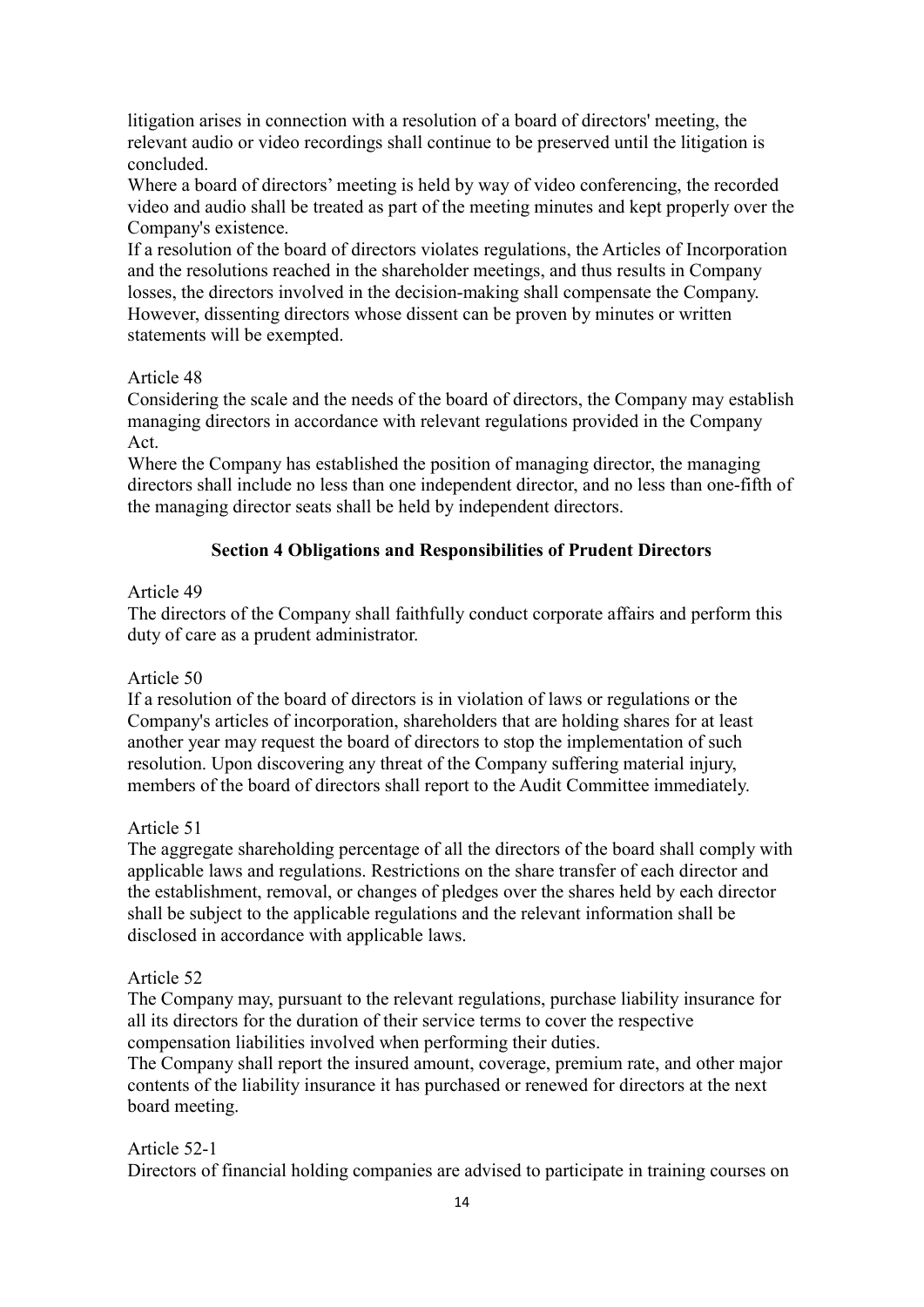litigation arises in connection with a resolution of a board of directors' meeting, the relevant audio or video recordings shall continue to be preserved until the litigation is concluded.

Where a board of directors' meeting is held by way of video conferencing, the recorded video and audio shall be treated as part of the meeting minutes and kept properly over the Company's existence.

If a resolution of the board of directors violates regulations, the Articles of Incorporation and the resolutions reached in the shareholder meetings, and thus results in Company losses, the directors involved in the decision-making shall compensate the Company. However, dissenting directors whose dissent can be proven by minutes or written statements will be exempted.

Article 48

Considering the scale and the needs of the board of directors, the Company may establish managing directors in accordance with relevant regulations provided in the Company Act.

Where the Company has established the position of managing director, the managing directors shall include no less than one independent director, and no less than one-fifth of the managing director seats shall be held by independent directors.

## Section 4 Obligations and Responsibilities of Prudent Directors

Article 49

The directors of the Company shall faithfully conduct corporate affairs and perform this duty of care as a prudent administrator.

Article 50

If a resolution of the board of directors is in violation of laws or regulations or the Company's articles of incorporation, shareholders that are holding shares for at least another year may request the board of directors to stop the implementation of such resolution. Upon discovering any threat of the Company suffering material injury, members of the board of directors shall report to the Audit Committee immediately.

Article 51

The aggregate shareholding percentage of all the directors of the board shall comply with applicable laws and regulations. Restrictions on the share transfer of each director and the establishment, removal, or changes of pledges over the shares held by each director shall be subject to the applicable regulations and the relevant information shall be disclosed in accordance with applicable laws.

Article 52

The Company may, pursuant to the relevant regulations, purchase liability insurance for all its directors for the duration of their service terms to cover the respective compensation liabilities involved when performing their duties.

The Company shall report the insured amount, coverage, premium rate, and other major contents of the liability insurance it has purchased or renewed for directors at the next board meeting.

Article 52-1

Directors of financial holding companies are advised to participate in training courses on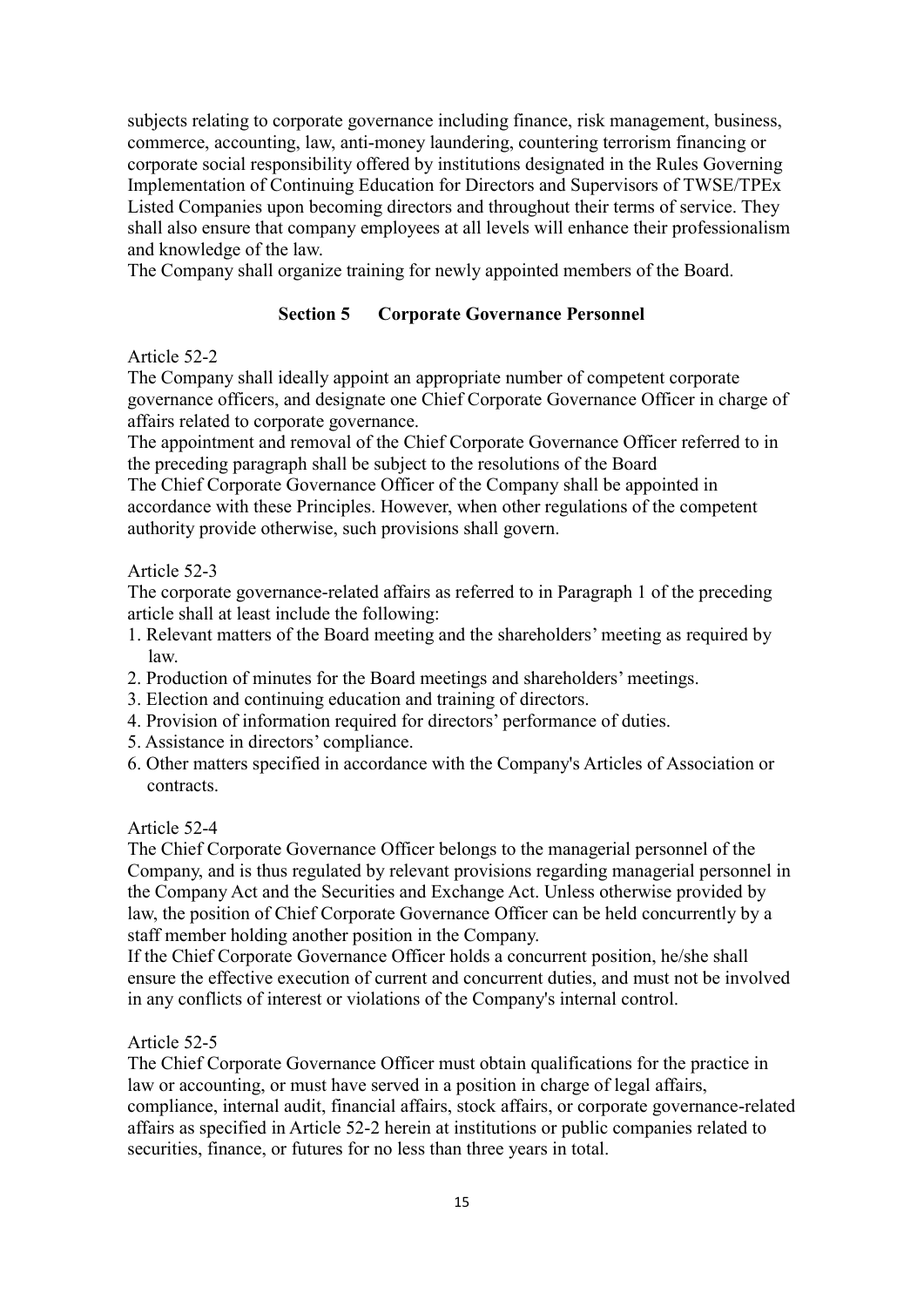subjects relating to corporate governance including finance, risk management, business, commerce, accounting, law, anti-money laundering, countering terrorism financing or corporate social responsibility offered by institutions designated in the Rules Governing Implementation of Continuing Education for Directors and Supervisors of TWSE/TPEx Listed Companies upon becoming directors and throughout their terms of service. They shall also ensure that company employees at all levels will enhance their professionalism and knowledge of the law.

The Company shall organize training for newly appointed members of the Board.

### Section 5 Corporate Governance Personnel

Article 52-2

The Company shall ideally appoint an appropriate number of competent corporate governance officers, and designate one Chief Corporate Governance Officer in charge of affairs related to corporate governance.

The appointment and removal of the Chief Corporate Governance Officer referred to in the preceding paragraph shall be subject to the resolutions of the Board

The Chief Corporate Governance Officer of the Company shall be appointed in accordance with these Principles. However, when other regulations of the competent authority provide otherwise, such provisions shall govern.

Article 52-3

The corporate governance-related affairs as referred to in Paragraph 1 of the preceding article shall at least include the following:

1. Relevant matters of the Board meeting and the shareholders' meeting as required by law.
2. Production of minutes for the Board meetings and shareholders' meetings.
3. Election and continuing education and training of directors.
4. Provision of information required for directors' performance of duties.
5. Assistance in directors' compliance.
6. Other matters specified in accordance with the Company's Articles of Association or contracts.

Article 52-4

The Chief Corporate Governance Officer belongs to the managerial personnel of the Company, and is thus regulated by relevant provisions regarding managerial personnel in the Company Act and the Securities and Exchange Act. Unless otherwise provided by law, the position of Chief Corporate Governance Officer can be held concurrently by a staff member holding another position in the Company.

If the Chief Corporate Governance Officer holds a concurrent position, he/she shall ensure the effective execution of current and concurrent duties, and must not be involved in any conflicts of interest or violations of the Company's internal control.

Article 52-5

The Chief Corporate Governance Officer must obtain qualifications for the practice in law or accounting, or must have served in a position in charge of legal affairs, compliance, internal audit, financial affairs, stock affairs, or corporate governance-related affairs as specified in Article 52-2 herein at institutions or public companies related to securities, finance, or futures for no less than three years in total.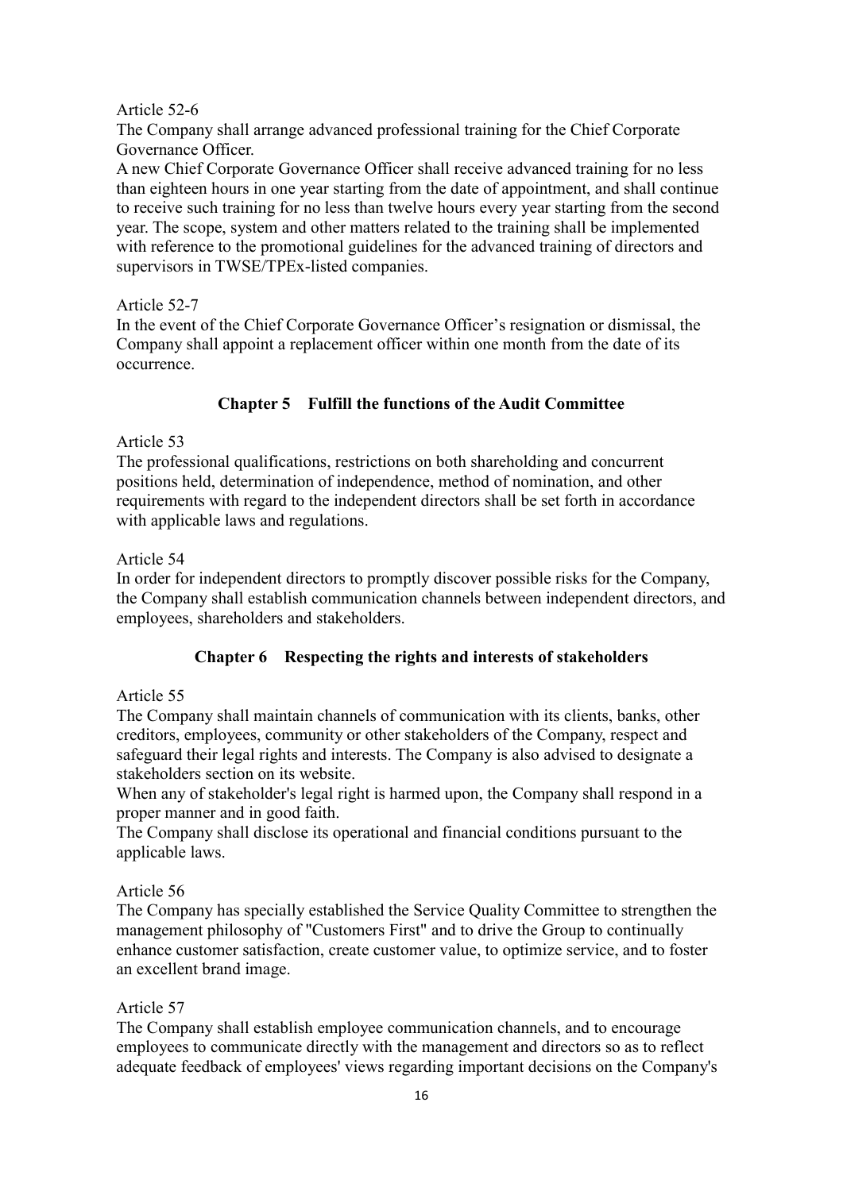Article 52-6

The Company shall arrange advanced professional training for the Chief Corporate Governance Officer.

A new Chief Corporate Governance Officer shall receive advanced training for no less than eighteen hours in one year starting from the date of appointment, and shall continue to receive such training for no less than twelve hours every year starting from the second year. The scope, system and other matters related to the training shall be implemented with reference to the promotional guidelines for the advanced training of directors and supervisors in TWSE/TPEx-listed companies.

Article 52-7

In the event of the Chief Corporate Governance Officer's resignation or dismissal, the Company shall appoint a replacement officer within one month from the date of its occurrence.

## Chapter 5　Fulfill the functions of the Audit Committee

Article 53

The professional qualifications, restrictions on both shareholding and concurrent positions held, determination of independence, method of nomination, and other requirements with regard to the independent directors shall be set forth in accordance with applicable laws and regulations.

Article 54

In order for independent directors to promptly discover possible risks for the Company, the Company shall establish communication channels between independent directors, and employees, shareholders and stakeholders.

## Chapter 6　Respecting the rights and interests of stakeholders

Article 55

The Company shall maintain channels of communication with its clients, banks, other creditors, employees, community or other stakeholders of the Company, respect and safeguard their legal rights and interests. The Company is also advised to designate a stakeholders section on its website.

When any of stakeholder's legal right is harmed upon, the Company shall respond in a proper manner and in good faith.

The Company shall disclose its operational and financial conditions pursuant to the applicable laws.

Article 56

The Company has specially established the Service Quality Committee to strengthen the management philosophy of "Customers First" and to drive the Group to continually enhance customer satisfaction, create customer value, to optimize service, and to foster an excellent brand image.

Article 57

The Company shall establish employee communication channels, and to encourage employees to communicate directly with the management and directors so as to reflect adequate feedback of employees' views regarding important decisions on the Company's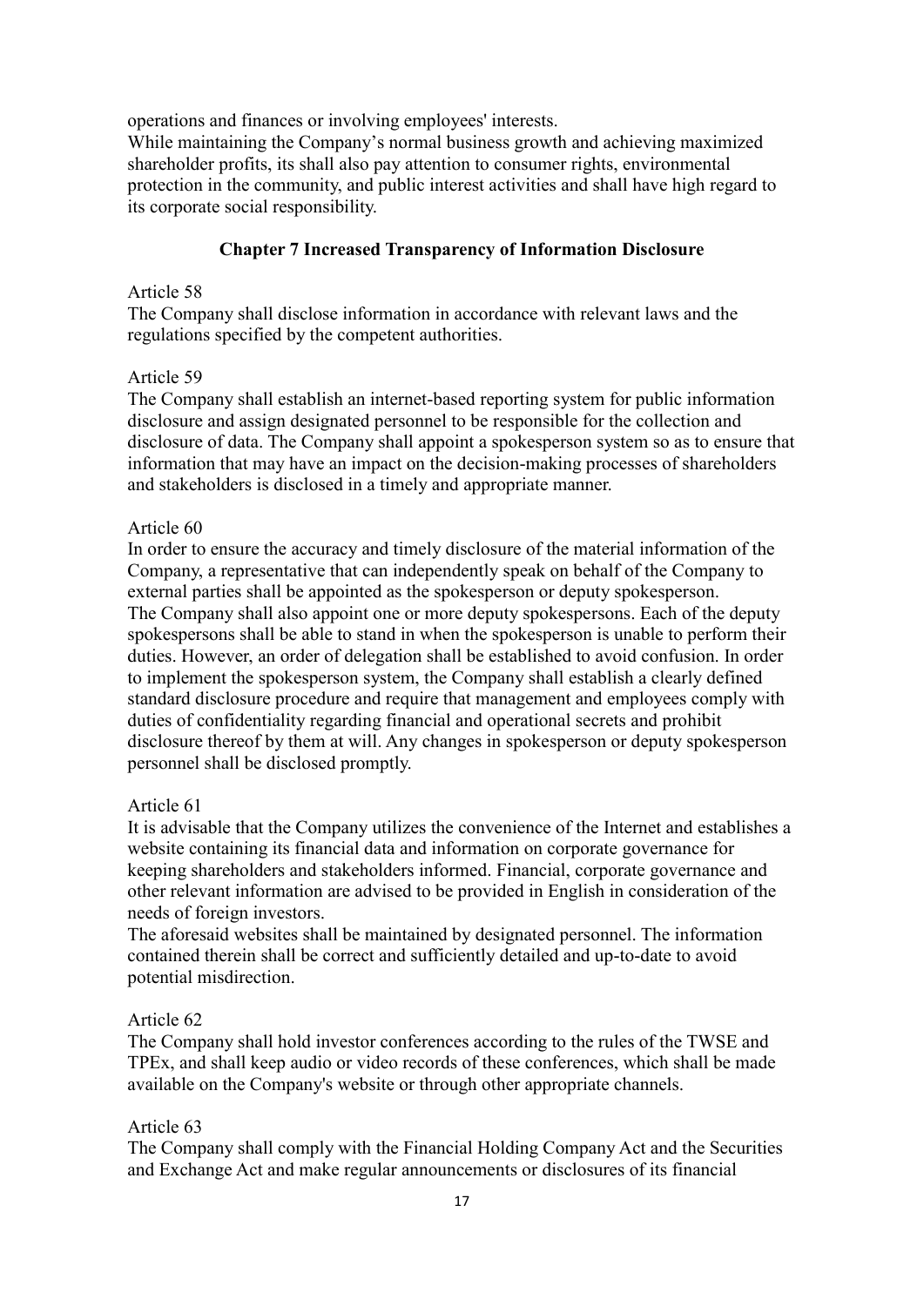operations and finances or involving employees' interests.
While maintaining the Company's normal business growth and achieving maximized shareholder profits, its shall also pay attention to consumer rights, environmental protection in the community, and public interest activities and shall have high regard to its corporate social responsibility.

## Chapter 7 Increased Transparency of Information Disclosure

Article 58
The Company shall disclose information in accordance with relevant laws and the regulations specified by the competent authorities.

Article 59
The Company shall establish an internet-based reporting system for public information disclosure and assign designated personnel to be responsible for the collection and disclosure of data. The Company shall appoint a spokesperson system so as to ensure that information that may have an impact on the decision-making processes of shareholders and stakeholders is disclosed in a timely and appropriate manner.

Article 60
In order to ensure the accuracy and timely disclosure of the material information of the Company, a representative that can independently speak on behalf of the Company to external parties shall be appointed as the spokesperson or deputy spokesperson.
The Company shall also appoint one or more deputy spokespersons. Each of the deputy spokespersons shall be able to stand in when the spokesperson is unable to perform their duties. However, an order of delegation shall be established to avoid confusion. In order to implement the spokesperson system, the Company shall establish a clearly defined standard disclosure procedure and require that management and employees comply with duties of confidentiality regarding financial and operational secrets and prohibit disclosure thereof by them at will. Any changes in spokesperson or deputy spokesperson personnel shall be disclosed promptly.

Article 61
It is advisable that the Company utilizes the convenience of the Internet and establishes a website containing its financial data and information on corporate governance for keeping shareholders and stakeholders informed. Financial, corporate governance and other relevant information are advised to be provided in English in consideration of the needs of foreign investors.
The aforesaid websites shall be maintained by designated personnel. The information contained therein shall be correct and sufficiently detailed and up-to-date to avoid potential misdirection.

Article 62
The Company shall hold investor conferences according to the rules of the TWSE and TPEx, and shall keep audio or video records of these conferences, which shall be made available on the Company's website or through other appropriate channels.

Article 63
The Company shall comply with the Financial Holding Company Act and the Securities and Exchange Act and make regular announcements or disclosures of its financial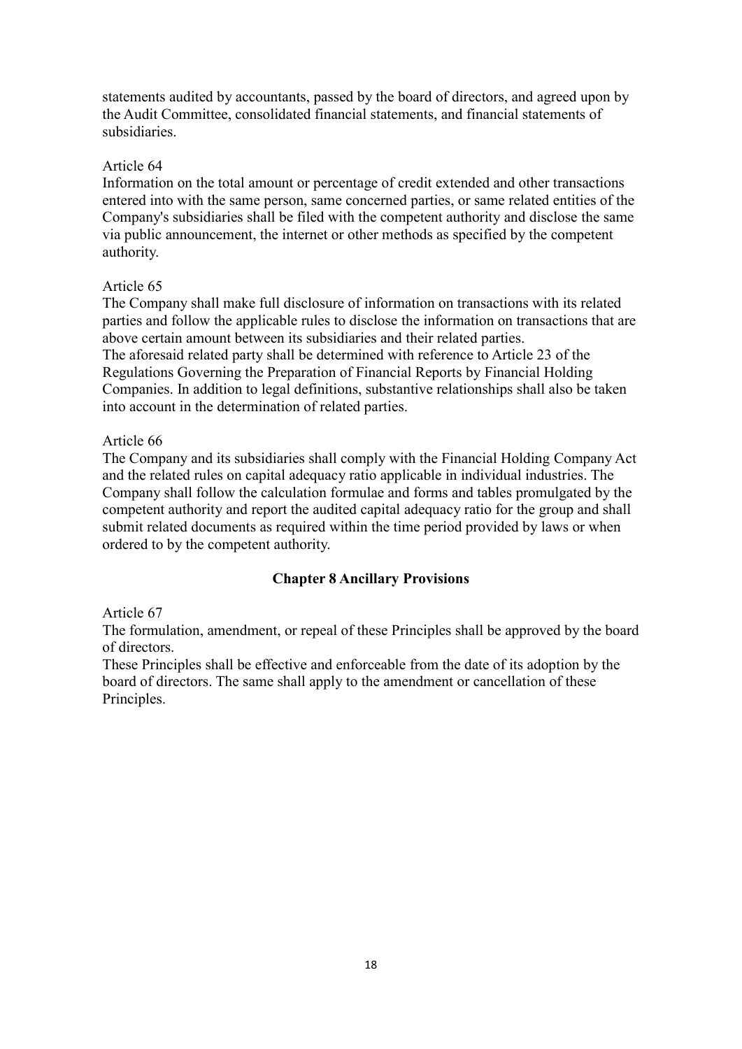statements audited by accountants, passed by the board of directors, and agreed upon by the Audit Committee, consolidated financial statements, and financial statements of subsidiaries.

Article 64

Information on the total amount or percentage of credit extended and other transactions entered into with the same person, same concerned parties, or same related entities of the Company's subsidiaries shall be filed with the competent authority and disclose the same via public announcement, the internet or other methods as specified by the competent authority.

Article 65

The Company shall make full disclosure of information on transactions with its related parties and follow the applicable rules to disclose the information on transactions that are above certain amount between its subsidiaries and their related parties.

The aforesaid related party shall be determined with reference to Article 23 of the Regulations Governing the Preparation of Financial Reports by Financial Holding Companies. In addition to legal definitions, substantive relationships shall also be taken into account in the determination of related parties.

Article 66

The Company and its subsidiaries shall comply with the Financial Holding Company Act and the related rules on capital adequacy ratio applicable in individual industries. The Company shall follow the calculation formulae and forms and tables promulgated by the competent authority and report the audited capital adequacy ratio for the group and shall submit related documents as required within the time period provided by laws or when ordered to by the competent authority.

## Chapter 8 Ancillary Provisions

Article 67

The formulation, amendment, or repeal of these Principles shall be approved by the board of directors.

These Principles shall be effective and enforceable from the date of its adoption by the board of directors. The same shall apply to the amendment or cancellation of these Principles.